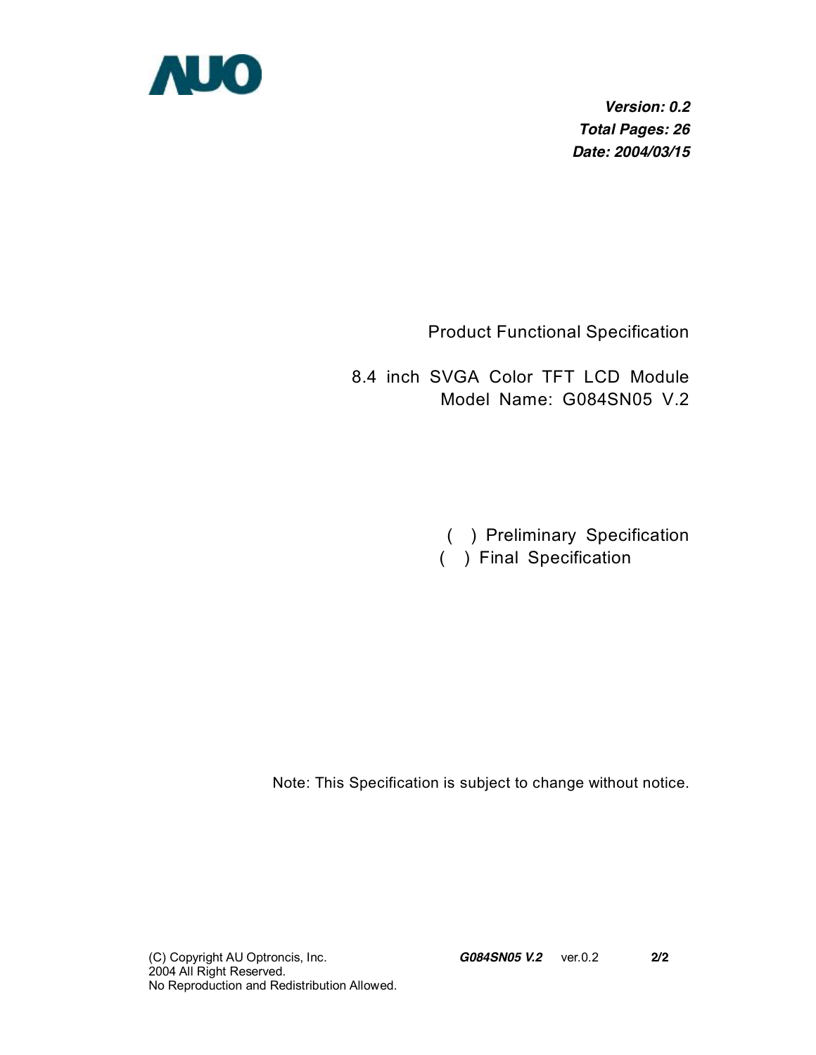AUO

***Version: 0.2***
***Total Pages: 26***
***Date: 2004/03/15***

Product Functional Specification

8.4 inch SVGA Color TFT LCD Module
Model Name: G084SN05 V.2

( ) Preliminary Specification
( ) Final Specification

Note: This Specification is subject to change without notice.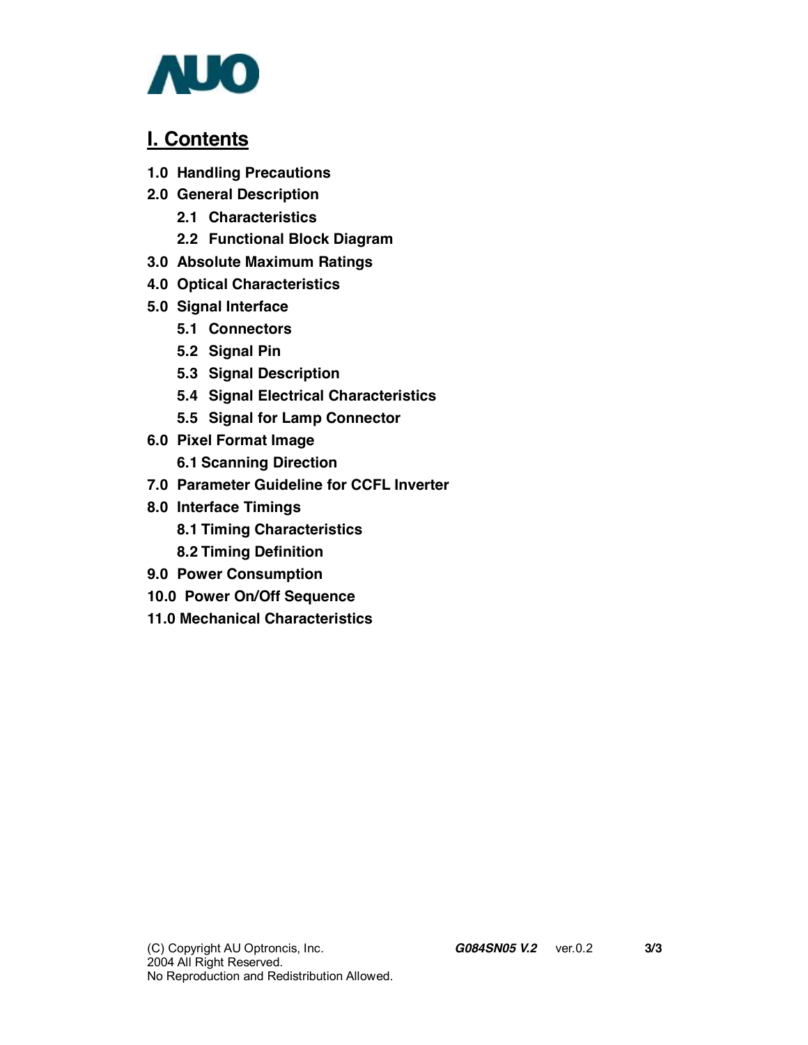# I. Contents

**1.0 Handling Precautions**

**2.0 General Description**

- **2.1 Characteristics**
- **2.2 Functional Block Diagram**

**3.0 Absolute Maximum Ratings**

**4.0 Optical Characteristics**

**5.0 Signal Interface**

- **5.1 Connectors**
- **5.2 Signal Pin**
- **5.3 Signal Description**
- **5.4 Signal Electrical Characteristics**
- **5.5 Signal for Lamp Connector**

**6.0 Pixel Format Image**

- **6.1 Scanning Direction**

**7.0 Parameter Guideline for CCFL Inverter**

**8.0 Interface Timings**

- **8.1 Timing Characteristics**
- **8.2 Timing Definition**

**9.0 Power Consumption**

**10.0 Power On/Off Sequence**

**11.0 Mechanical Characteristics**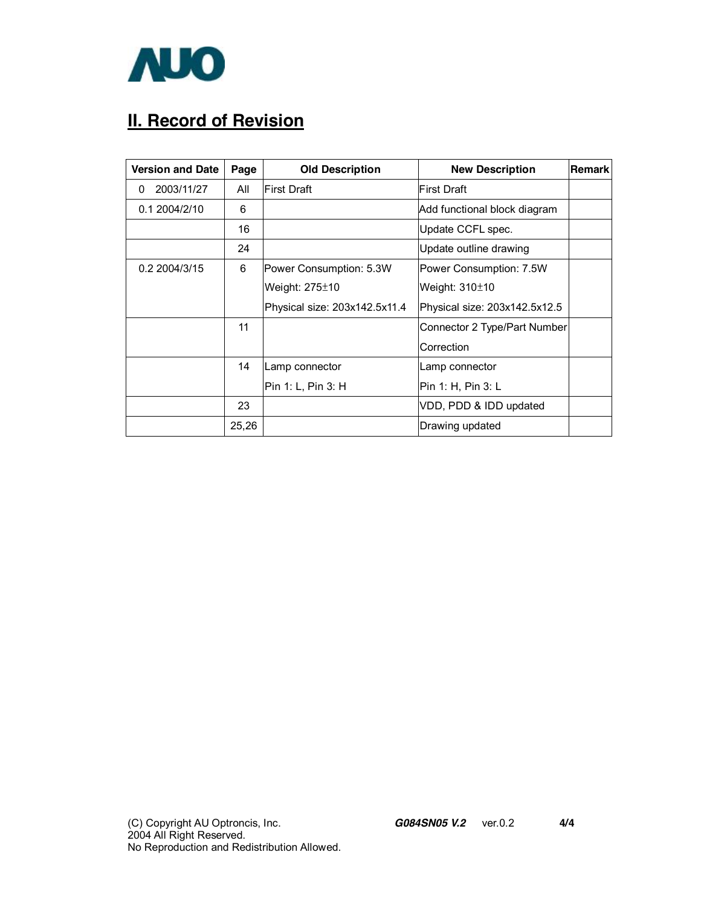## II. Record of Revision

| Version and Date | Page | Old Description | New Description | Remark |
|---|---|---|---|---|
| 0 2003/11/27 | All | First Draft | First Draft | |
| 0.1 2004/2/10 | 6 | | Add functional block diagram | |
| | 16 | | Update CCFL spec. | |
| | 24 | | Update outline drawing | |
| 0.2 2004/3/15 | 6 | Power Consumption: 5.3W<br>Weight: 275±10<br>Physical size: 203x142.5x11.4 | Power Consumption: 7.5W<br>Weight: 310±10<br>Physical size: 203x142.5x12.5 | |
| | 11 | | Connector 2 Type/Part Number Correction | |
| | 14 | Lamp connector<br>Pin 1: L, Pin 3: H | Lamp connector<br>Pin 1: H, Pin 3: L | |
| | 23 | | VDD, PDD & IDD updated | |
| | 25,26 | | Drawing updated | |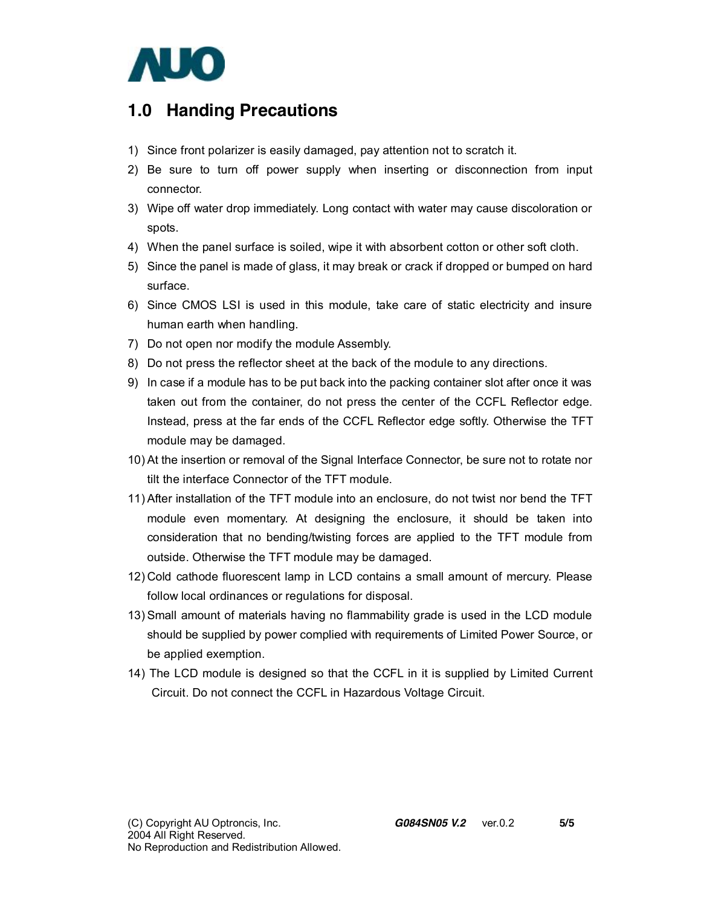# 1.0 Handing Precautions

1) Since front polarizer is easily damaged, pay attention not to scratch it.
2) Be sure to turn off power supply when inserting or disconnection from input connector.
3) Wipe off water drop immediately. Long contact with water may cause discoloration or spots.
4) When the panel surface is soiled, wipe it with absorbent cotton or other soft cloth.
5) Since the panel is made of glass, it may break or crack if dropped or bumped on hard surface.
6) Since CMOS LSI is used in this module, take care of static electricity and insure human earth when handling.
7) Do not open nor modify the module Assembly.
8) Do not press the reflector sheet at the back of the module to any directions.
9) In case if a module has to be put back into the packing container slot after once it was taken out from the container, do not press the center of the CCFL Reflector edge. Instead, press at the far ends of the CCFL Reflector edge softly. Otherwise the TFT module may be damaged.
10) At the insertion or removal of the Signal Interface Connector, be sure not to rotate nor tilt the interface Connector of the TFT module.
11) After installation of the TFT module into an enclosure, do not twist nor bend the TFT module even momentary. At designing the enclosure, it should be taken into consideration that no bending/twisting forces are applied to the TFT module from outside. Otherwise the TFT module may be damaged.
12) Cold cathode fluorescent lamp in LCD contains a small amount of mercury. Please follow local ordinances or regulations for disposal.
13) Small amount of materials having no flammability grade is used in the LCD module should be supplied by power complied with requirements of Limited Power Source, or be applied exemption.
14) The LCD module is designed so that the CCFL in it is supplied by Limited Current Circuit. Do not connect the CCFL in Hazardous Voltage Circuit.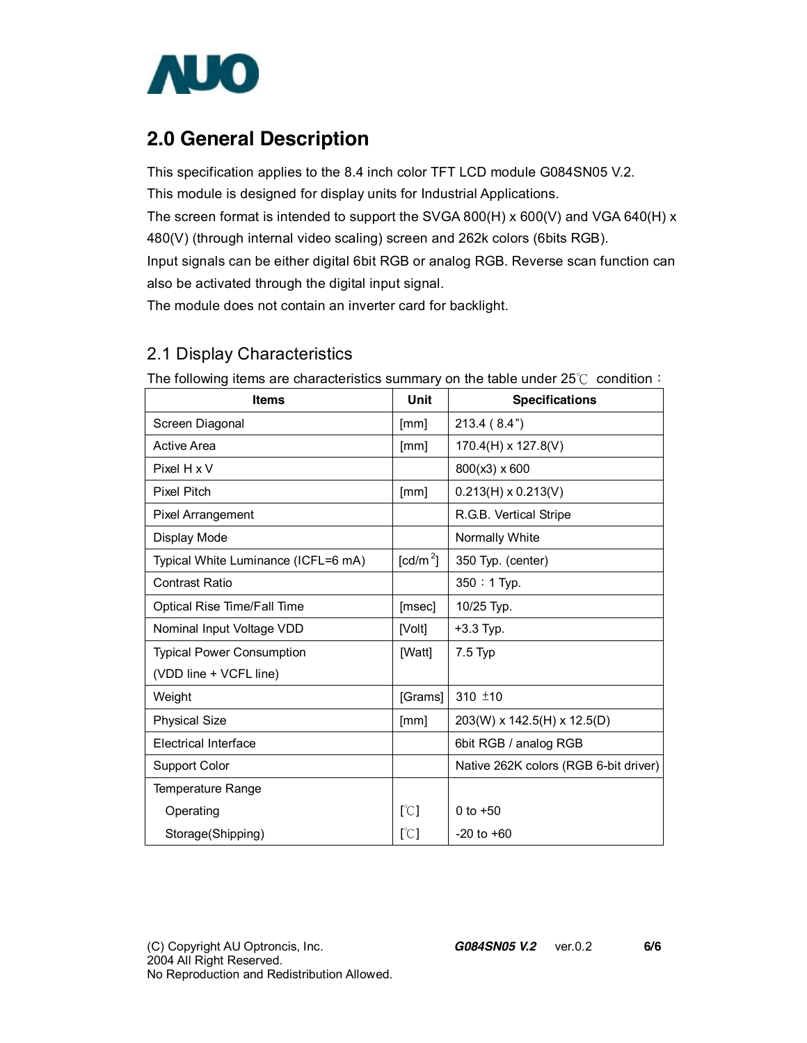## 2.0 General Description

This specification applies to the 8.4 inch color TFT LCD module G084SN05 V.2.
This module is designed for display units for Industrial Applications.
The screen format is intended to support the SVGA 800(H) x 600(V) and VGA 640(H) x 480(V) (through internal video scaling) screen and 262k colors (6bits RGB).
Input signals can be either digital 6bit RGB or analog RGB. Reverse scan function can also be activated through the digital input signal.
The module does not contain an inverter card for backlight.

### 2.1 Display Characteristics

The following items are characteristics summary on the table under 25℃ condition：

| Items | Unit | Specifications |
|---|---|---|
| Screen Diagonal | [mm] | 213.4 ( 8.4") |
| Active Area | [mm] | 170.4(H) x 127.8(V) |
| Pixel H x V | | 800(x3) x 600 |
| Pixel Pitch | [mm] | 0.213(H) x 0.213(V) |
| Pixel Arrangement | | R.G.B. Vertical Stripe |
| Display Mode | | Normally White |
| Typical White Luminance (ICFL=6 mA) | [cd/m$^2$] | 350 Typ. (center) |
| Contrast Ratio | | 350：1 Typ. |
| Optical Rise Time/Fall Time | [msec] | 10/25 Typ. |
| Nominal Input Voltage VDD | [Volt] | +3.3 Typ. |
| Typical Power Consumption (VDD line + VCFL line) | [Watt] | 7.5 Typ |
| Weight | [Grams] | 310 ±10 |
| Physical Size | [mm] | 203(W) x 142.5(H) x 12.5(D) |
| Electrical Interface | | 6bit RGB / analog RGB |
| Support Color | | Native 262K colors (RGB 6-bit driver) |
| Temperature Range | | |
| Operating | [℃] | 0 to +50 |
| Storage(Shipping) | [℃] | -20 to +60 |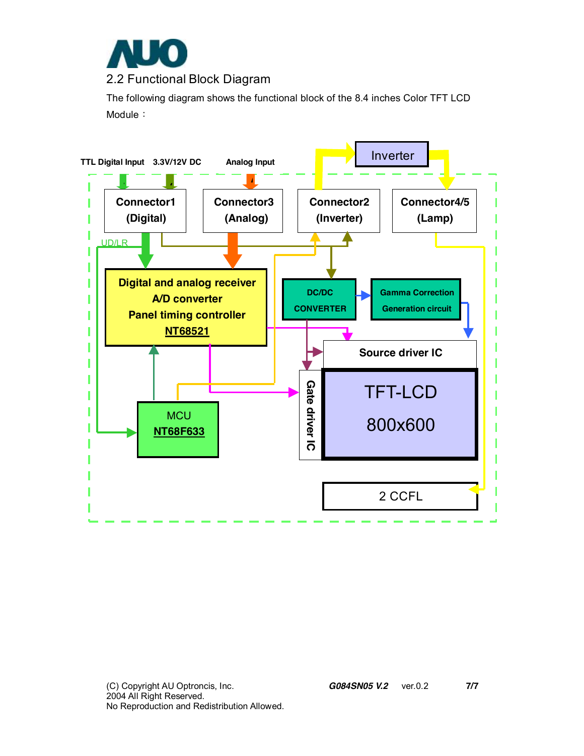## 2.2 Functional Block Diagram

The following diagram shows the functional block of the 8.4 inches Color TFT LCD Module：

TTL Digital Input 3.3V/12V DC Analog Input

Inverter

Connector1 (Digital)

Connector3 (Analog)

Connector2 (Inverter)

Connector4/5 (Lamp)

UD/LR

Digital and analog receiver
A/D converter
Panel timing controller
NT68521

DC/DC CONVERTER

Gamma Correction Generation circuit

Source driver IC

Gate driver IC

TFT-LCD
800x600

MCU
NT68F633

2 CCFL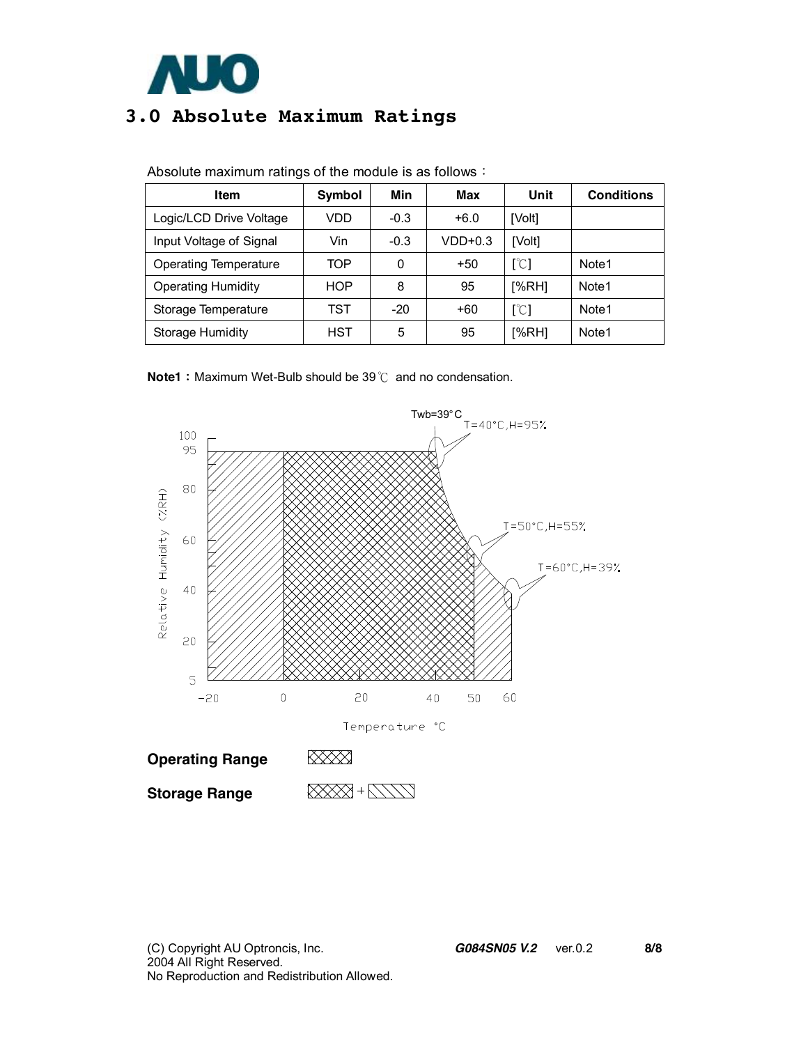## 3.0 Absolute Maximum Ratings

Absolute maximum ratings of the module is as follows：

| Item | Symbol | Min | Max | Unit | Conditions |
|---|---|---|---|---|---|
| Logic/LCD Drive Voltage | VDD | -0.3 | +6.0 | [Volt] | |
| Input Voltage of Signal | Vin | -0.3 | VDD+0.3 | [Volt] | |
| Operating Temperature | TOP | 0 | +50 | [℃] | Note1 |
| Operating Humidity | HOP | 8 | 95 | [%RH] | Note1 |
| Storage Temperature | TST | -20 | +60 | [℃] | Note1 |
| Storage Humidity | HST | 5 | 95 | [%RH] | Note1 |

**Note1：** Maximum Wet-Bulb should be 39℃ and no condensation.

**Operating Range**

**Storage Range**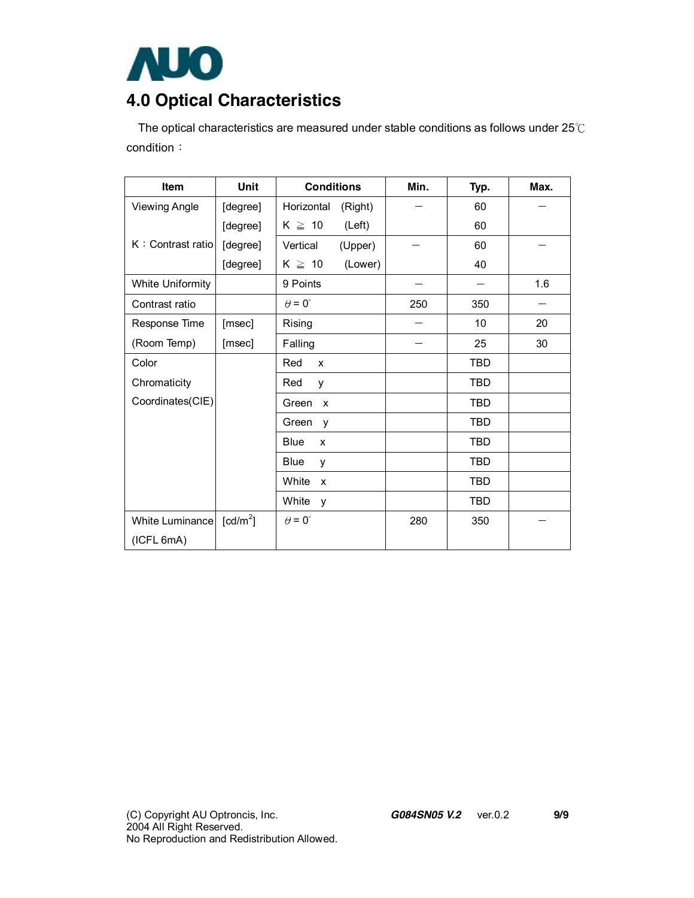# 4.0 Optical Characteristics

The optical characteristics are measured under stable conditions as follows under 25℃ condition：

| Item | Unit | Conditions | Min. | Typ. | Max. |
|---|---|---|---|---|---|
| Viewing Angle | [degree] | Horizontal (Right) | – | 60 | – |
| | [degree] | K ≧ 10 (Left) | | 60 | |
| K：Contrast ratio | [degree] | Vertical (Upper) | – | 60 | – |
| | [degree] | K ≧ 10 (Lower) | | 40 | |
| White Uniformity | | 9 Points | – | – | 1.6 |
| Contrast ratio | | $\theta = 0^{\circ}$ | 250 | 350 | – |
| Response Time | [msec] | Rising | – | 10 | 20 |
| (Room Temp) | [msec] | Falling | – | 25 | 30 |
| Color | | Red x | | TBD | |
| Chromaticity | | Red y | | TBD | |
| Coordinates(CIE) | | Green x | | TBD | |
| | | Green y | | TBD | |
| | | Blue x | | TBD | |
| | | Blue y | | TBD | |
| | | White x | | TBD | |
| | | White y | | TBD | |
| White Luminance (ICFL 6mA) | [cd/m$^2$] | $\theta = 0^{\circ}$ | 280 | 350 | – |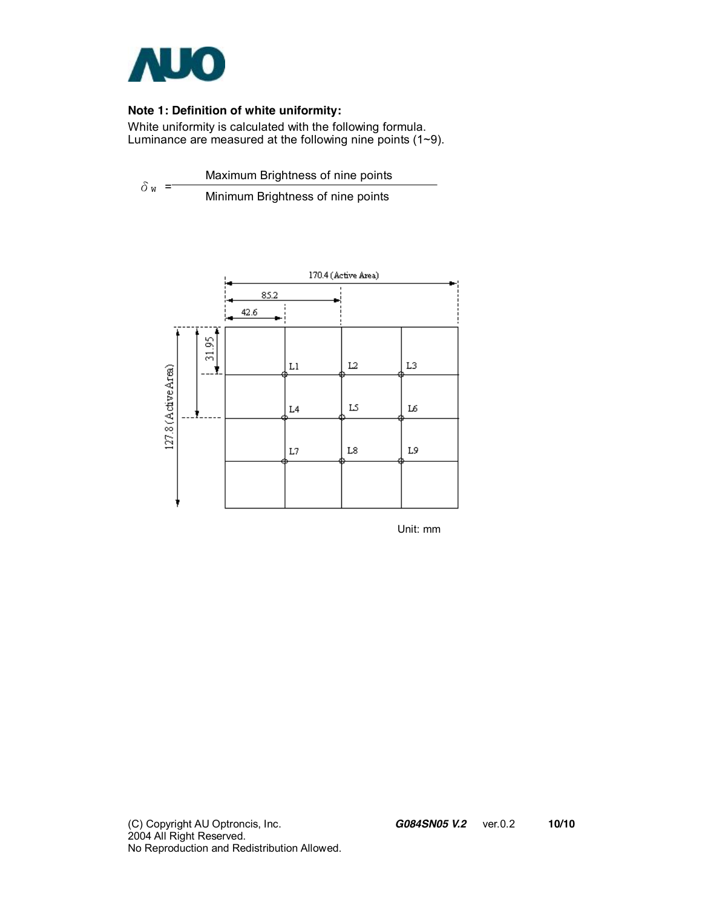**Note 1: Definition of white uniformity:**

White uniformity is calculated with the following formula.
Luminance are measured at the following nine points (1~9).

$$\delta_W = \frac{\text{Maximum Brightness of nine points}}{\text{Minimum Brightness of nine points}}$$

170.4 (Active Area)

85.2

42.6

31.95

127.8 (Active Area)

L1 L2 L3

L4 L5 L6

L7 L8 L9

Unit: mm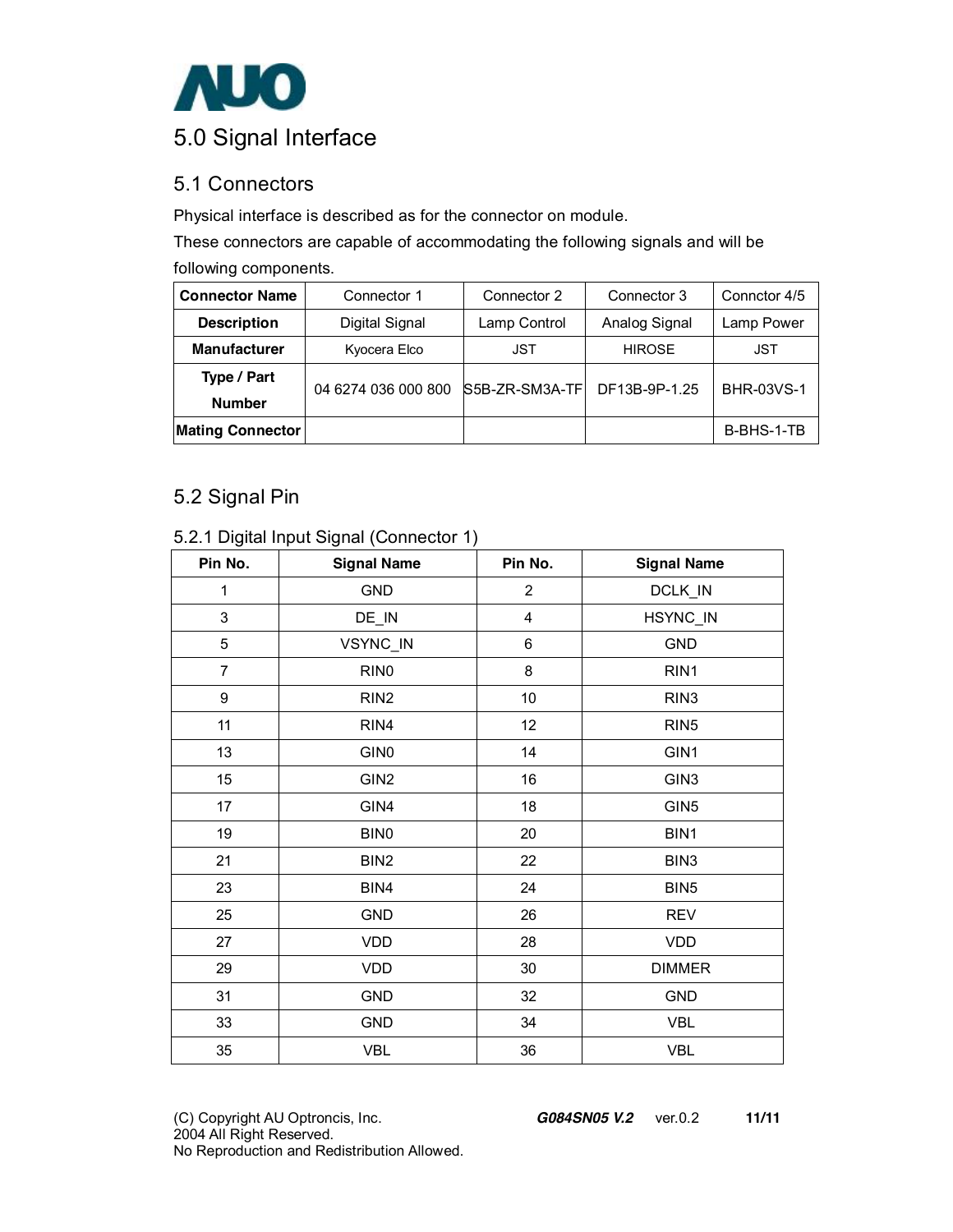# 5.0 Signal Interface

## 5.1 Connectors

Physical interface is described as for the connector on module.

These connectors are capable of accommodating the following signals and will be following components.

| **Connector Name** | Connector 1 | Connector 2 | Connector 3 | Connctor 4/5 |
|---|---|---|---|---|
| **Description** | Digital Signal | Lamp Control | Analog Signal | Lamp Power |
| **Manufacturer** | Kyocera Elco | JST | HIROSE | JST |
| **Type / Part Number** | 04 6274 036 000 800 | S5B-ZR-SM3A-TF | DF13B-9P-1.25 | BHR-03VS-1 |
| **Mating Connector** | | | | B-BHS-1-TB |

## 5.2 Signal Pin

### 5.2.1 Digital Input Signal (Connector 1)

| Pin No. | Signal Name | Pin No. | Signal Name |
|---|---|---|---|
| 1 | GND | 2 | DCLK_IN |
| 3 | DE_IN | 4 | HSYNC_IN |
| 5 | VSYNC_IN | 6 | GND |
| 7 | RIN0 | 8 | RIN1 |
| 9 | RIN2 | 10 | RIN3 |
| 11 | RIN4 | 12 | RIN5 |
| 13 | GIN0 | 14 | GIN1 |
| 15 | GIN2 | 16 | GIN3 |
| 17 | GIN4 | 18 | GIN5 |
| 19 | BIN0 | 20 | BIN1 |
| 21 | BIN2 | 22 | BIN3 |
| 23 | BIN4 | 24 | BIN5 |
| 25 | GND | 26 | REV |
| 27 | VDD | 28 | VDD |
| 29 | VDD | 30 | DIMMER |
| 31 | GND | 32 | GND |
| 33 | GND | 34 | VBL |
| 35 | VBL | 36 | VBL |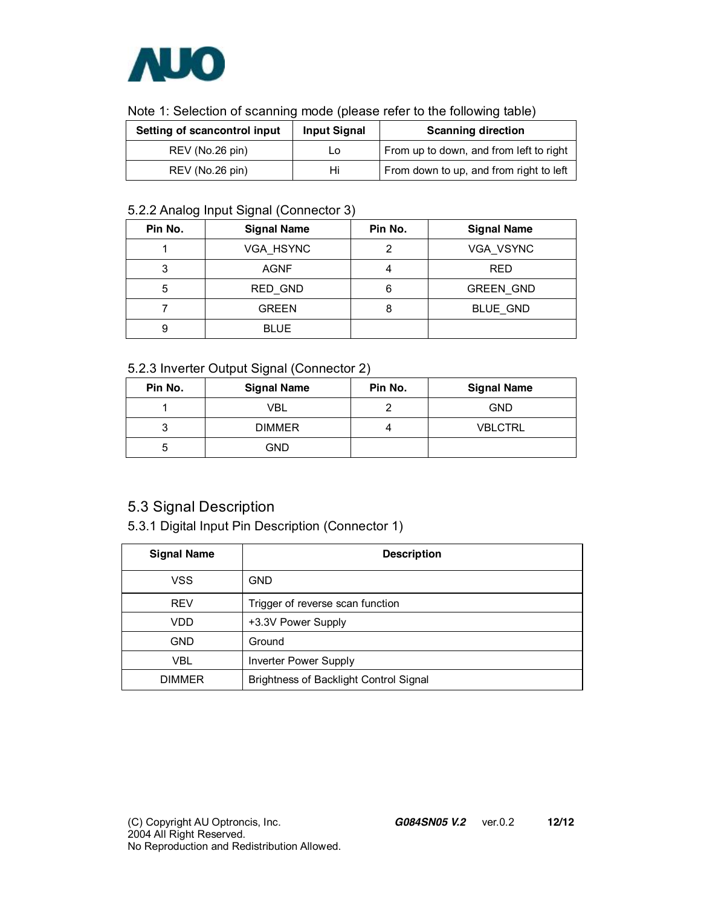Note 1: Selection of scanning mode (please refer to the following table)

| Setting of scancontrol input | Input Signal | Scanning direction |
|---|---|---|
| REV (No.26 pin) | Lo | From up to down, and from left to right |
| REV (No.26 pin) | Hi | From down to up, and from right to left |

### 5.2.2 Analog Input Signal (Connector 3)

| Pin No. | Signal Name | Pin No. | Signal Name |
|---|---|---|---|
| 1 | VGA_HSYNC | 2 | VGA_VSYNC |
| 3 | AGNF | 4 | RED |
| 5 | RED_GND | 6 | GREEN_GND |
| 7 | GREEN | 8 | BLUE_GND |
| 9 | BLUE | | |

### 5.2.3 Inverter Output Signal (Connector 2)

| Pin No. | Signal Name | Pin No. | Signal Name |
|---|---|---|---|
| 1 | VBL | 2 | GND |
| 3 | DIMMER | 4 | VBLCTRL |
| 5 | GND | | |

## 5.3 Signal Description

### 5.3.1 Digital Input Pin Description (Connector 1)

| Signal Name | Description |
|---|---|
| VSS | GND |
| REV | Trigger of reverse scan function |
| VDD | +3.3V Power Supply |
| GND | Ground |
| VBL | Inverter Power Supply |
| DIMMER | Brightness of Backlight Control Signal |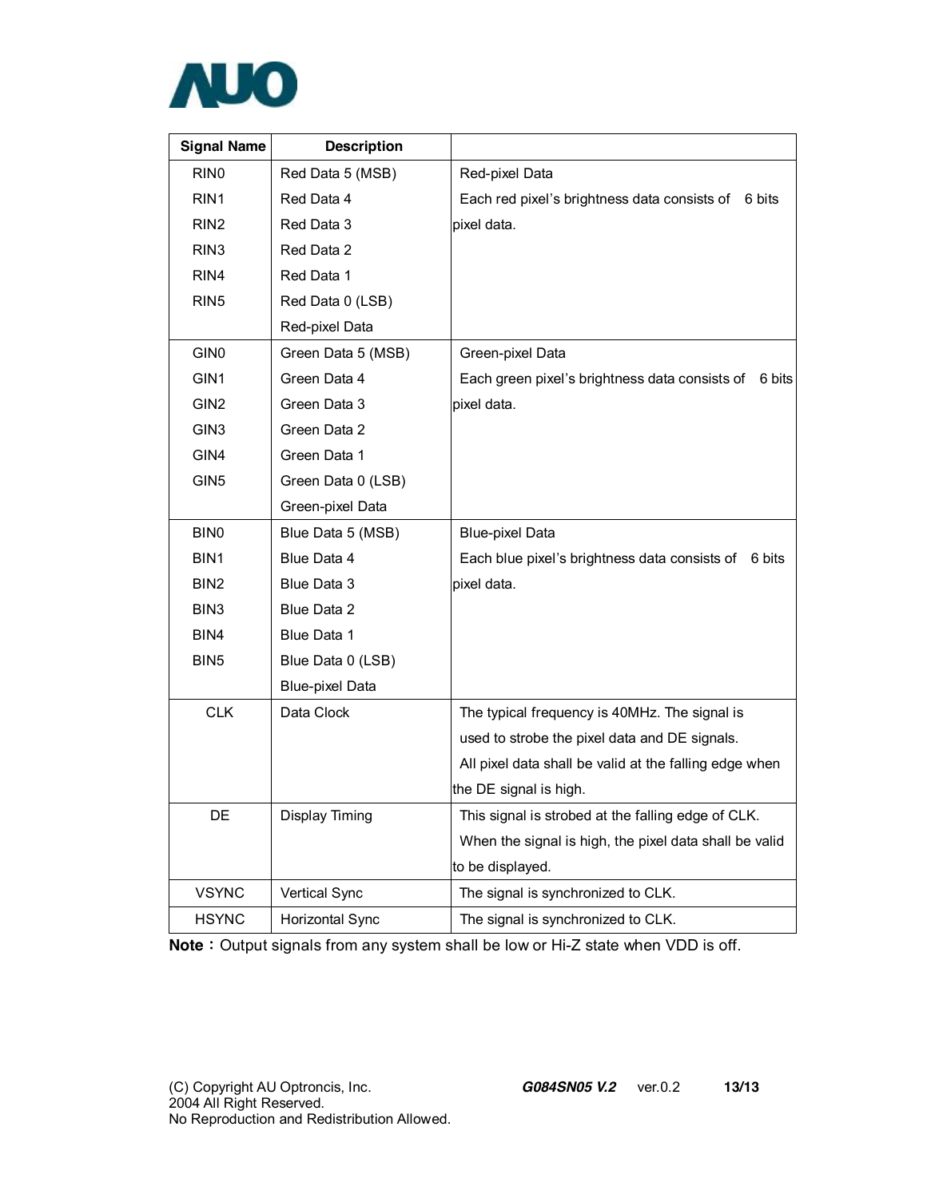| Signal Name | Description | |
|---|---|---|
| RIN0<br>RIN1<br>RIN2<br>RIN3<br>RIN4<br>RIN5 | Red Data 5 (MSB)<br>Red Data 4<br>Red Data 3<br>Red Data 2<br>Red Data 1<br>Red Data 0 (LSB)<br>Red-pixel Data | Red-pixel Data<br>Each red pixel's brightness data consists of 6 bits pixel data. |
| GIN0<br>GIN1<br>GIN2<br>GIN3<br>GIN4<br>GIN5 | Green Data 5 (MSB)<br>Green Data 4<br>Green Data 3<br>Green Data 2<br>Green Data 1<br>Green Data 0 (LSB)<br>Green-pixel Data | Green-pixel Data<br>Each green pixel's brightness data consists of 6 bits pixel data. |
| BIN0<br>BIN1<br>BIN2<br>BIN3<br>BIN4<br>BIN5 | Blue Data 5 (MSB)<br>Blue Data 4<br>Blue Data 3<br>Blue Data 2<br>Blue Data 1<br>Blue Data 0 (LSB)<br>Blue-pixel Data | Blue-pixel Data<br>Each blue pixel's brightness data consists of 6 bits pixel data. |
| CLK | Data Clock | The typical frequency is 40MHz. The signal is used to strobe the pixel data and DE signals.<br>All pixel data shall be valid at the falling edge when the DE signal is high. |
| DE | Display Timing | This signal is strobed at the falling edge of CLK.<br>When the signal is high, the pixel data shall be valid to be displayed. |
| VSYNC | Vertical Sync | The signal is synchronized to CLK. |
| HSYNC | Horizontal Sync | The signal is synchronized to CLK. |

**Note**：Output signals from any system shall be low or Hi-Z state when VDD is off.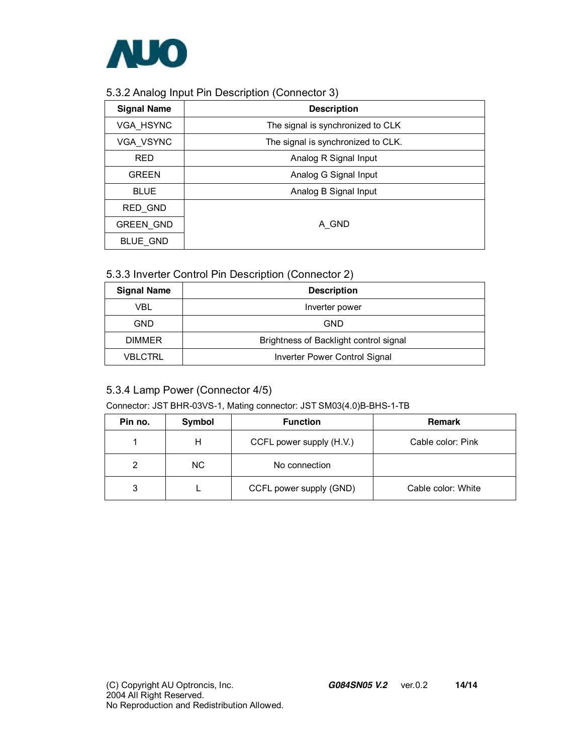### 5.3.2 Analog Input Pin Description (Connector 3)

| Signal Name | Description |
|---|---|
| VGA_HSYNC | The signal is synchronized to CLK |
| VGA_VSYNC | The signal is synchronized to CLK. |
| RED | Analog R Signal Input |
| GREEN | Analog G Signal Input |
| BLUE | Analog B Signal Input |
| RED_GND | A_GND |
| GREEN_GND | |
| BLUE_GND | |

### 5.3.3 Inverter Control Pin Description (Connector 2)

| Signal Name | Description |
|---|---|
| VBL | Inverter power |
| GND | GND |
| DIMMER | Brightness of Backlight control signal |
| VBLCTRL | Inverter Power Control Signal |

### 5.3.4 Lamp Power (Connector 4/5)

Connector: JST BHR-03VS-1, Mating connector: JST SM03(4.0)B-BHS-1-TB

| Pin no. | Symbol | Function | Remark |
|---|---|---|---|
| 1 | H | CCFL power supply (H.V.) | Cable color: Pink |
| 2 | NC | No connection | |
| 3 | L | CCFL power supply (GND) | Cable color: White |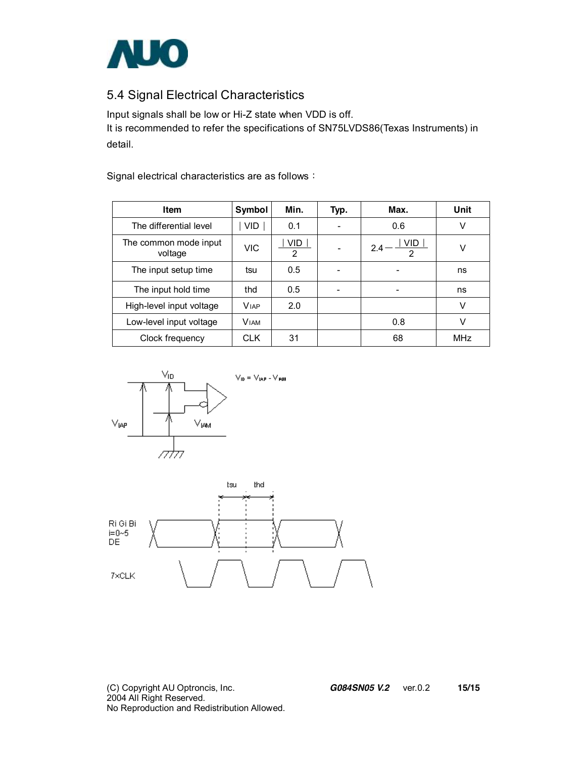### 5.4 Signal Electrical Characteristics

Input signals shall be low or Hi-Z state when VDD is off.
It is recommended to refer the specifications of SN75LVDS86(Texas Instruments) in detail.

Signal electrical characteristics are as follows：

| Item | Symbol | Min. | Typ. | Max. | Unit |
|---|---|---|---|---|---|
| The differential level | $\lvert VID \rvert$ | 0.1 | - | 0.6 | V |
| The common mode input voltage | VIC | $\frac{\lvert VID \rvert}{2}$ | - | $2.4 - \frac{\lvert VID \rvert}{2}$ | V |
| The input setup time | tsu | 0.5 | - | - | ns |
| The input hold time | thd | 0.5 | - | - | ns |
| High-level input voltage | $V_{IAP}$ | 2.0 | | | V |
| Low-level input voltage | $V_{IAM}$ | | | 0.8 | V |
| Clock frequency | CLK | 31 | | 68 | MHz |

$V_{ID} = V_{IAP} - V_{IAM}$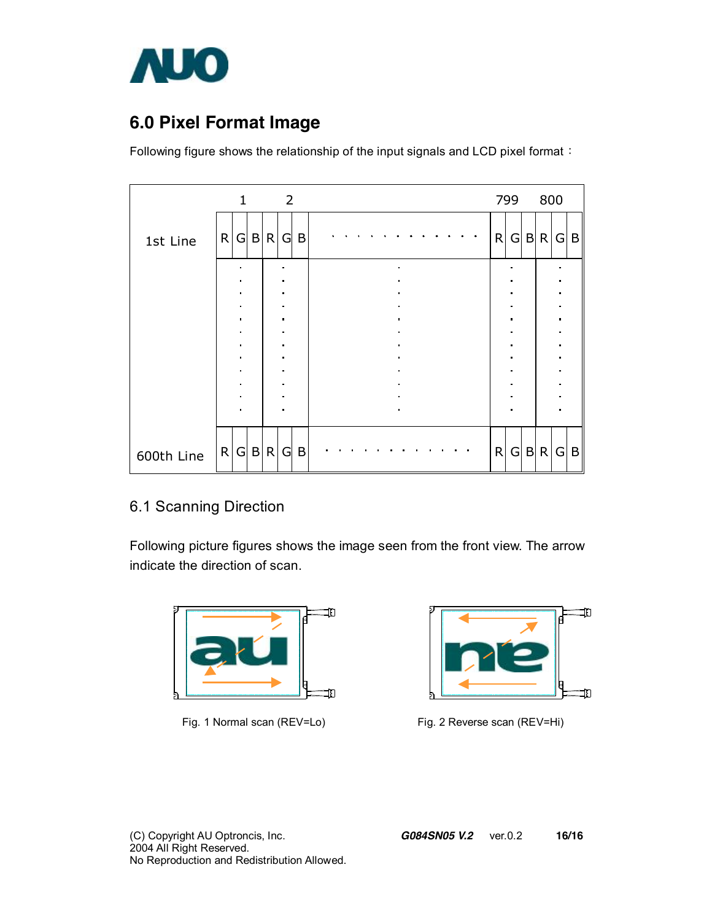## 6.0 Pixel Format Image

Following figure shows the relationship of the input signals and LCD pixel format：

| | 1 | | | 2 | | | | 799 | | | 800 | | |
|---|---|---|---|---|---|---|---|---|---|---|---|---|---|
| 1st Line | R | G | B | R | G | B | · · · · · · · · · · · · | R | G | B | R | G | B |
| | · | | | · | | | · | · | | | · | | |
| 600th Line | R | G | B | R | G | B | · · · · · · · · · · · · | R | G | B | R | G | B |

### 6.1 Scanning Direction

Following picture figures shows the image seen from the front view. The arrow indicate the direction of scan.

Fig. 1 Normal scan (REV=Lo)

Fig. 2 Reverse scan (REV=Hi)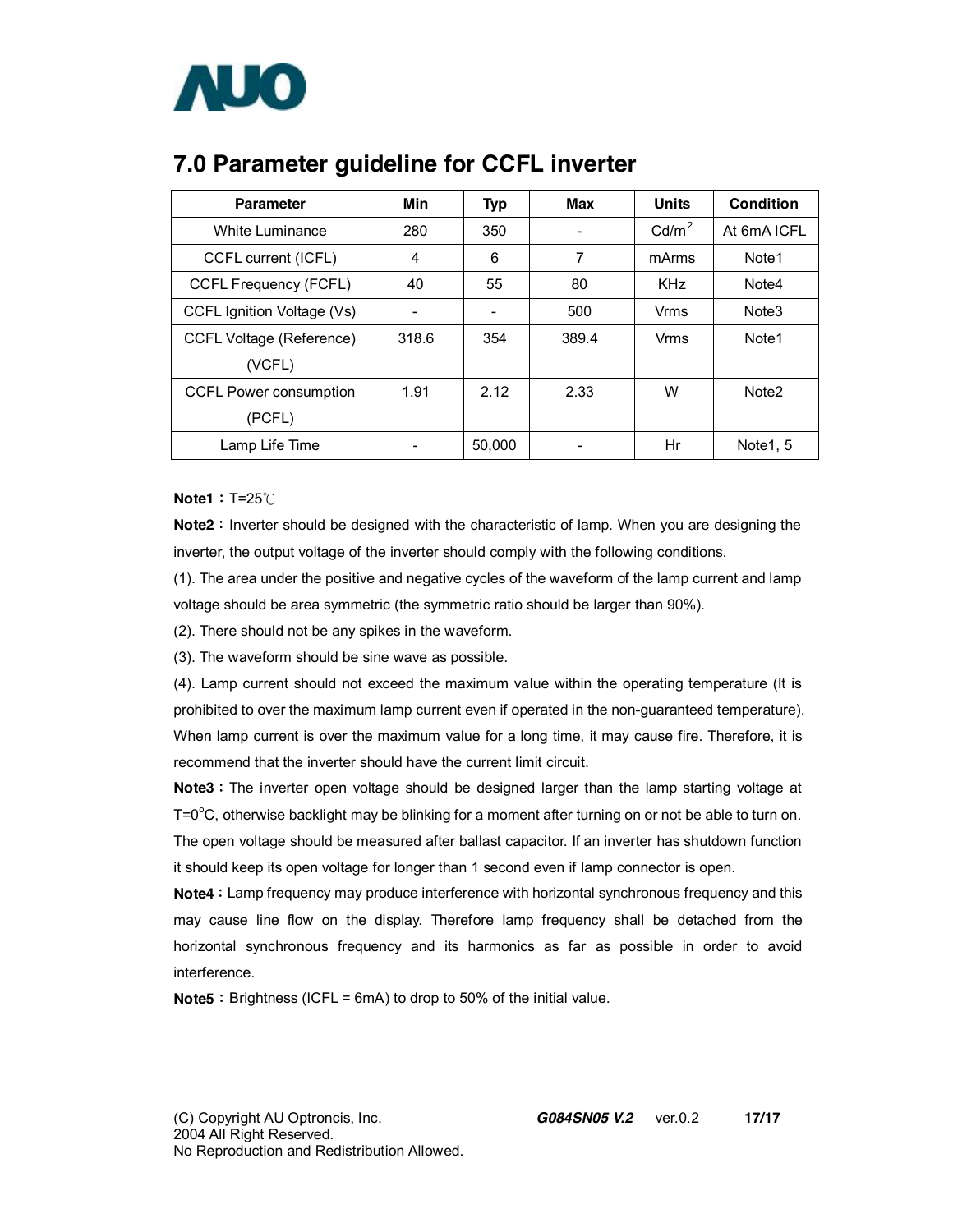## 7.0 Parameter guideline for CCFL inverter

| Parameter | Min | Typ | Max | Units | Condition |
|---|---|---|---|---|---|
| White Luminance | 280 | 350 | - | Cd/m$^2$ | At 6mA ICFL |
| CCFL current (ICFL) | 4 | 6 | 7 | mArms | Note1 |
| CCFL Frequency (FCFL) | 40 | 55 | 80 | KHz | Note4 |
| CCFL Ignition Voltage (Vs) | - | - | 500 | Vrms | Note3 |
| CCFL Voltage (Reference) (VCFL) | 318.6 | 354 | 389.4 | Vrms | Note1 |
| CCFL Power consumption (PCFL) | 1.91 | 2.12 | 2.33 | W | Note2 |
| Lamp Life Time | - | 50,000 | - | Hr | Note1, 5 |

**Note1：** T=25℃

**Note2：** Inverter should be designed with the characteristic of lamp. When you are designing the inverter, the output voltage of the inverter should comply with the following conditions.

(1). The area under the positive and negative cycles of the waveform of the lamp current and lamp voltage should be area symmetric (the symmetric ratio should be larger than 90%).

(2). There should not be any spikes in the waveform.

(3). The waveform should be sine wave as possible.

(4). Lamp current should not exceed the maximum value within the operating temperature (It is prohibited to over the maximum lamp current even if operated in the non-guaranteed temperature). When lamp current is over the maximum value for a long time, it may cause fire. Therefore, it is recommend that the inverter should have the current limit circuit.

**Note3：** The inverter open voltage should be designed larger than the lamp starting voltage at T=0°C, otherwise backlight may be blinking for a moment after turning on or not be able to turn on. The open voltage should be measured after ballast capacitor. If an inverter has shutdown function it should keep its open voltage for longer than 1 second even if lamp connector is open.

**Note4：** Lamp frequency may produce interference with horizontal synchronous frequency and this may cause line flow on the display. Therefore lamp frequency shall be detached from the horizontal synchronous frequency and its harmonics as far as possible in order to avoid interference.

**Note5：** Brightness (ICFL = 6mA) to drop to 50% of the initial value.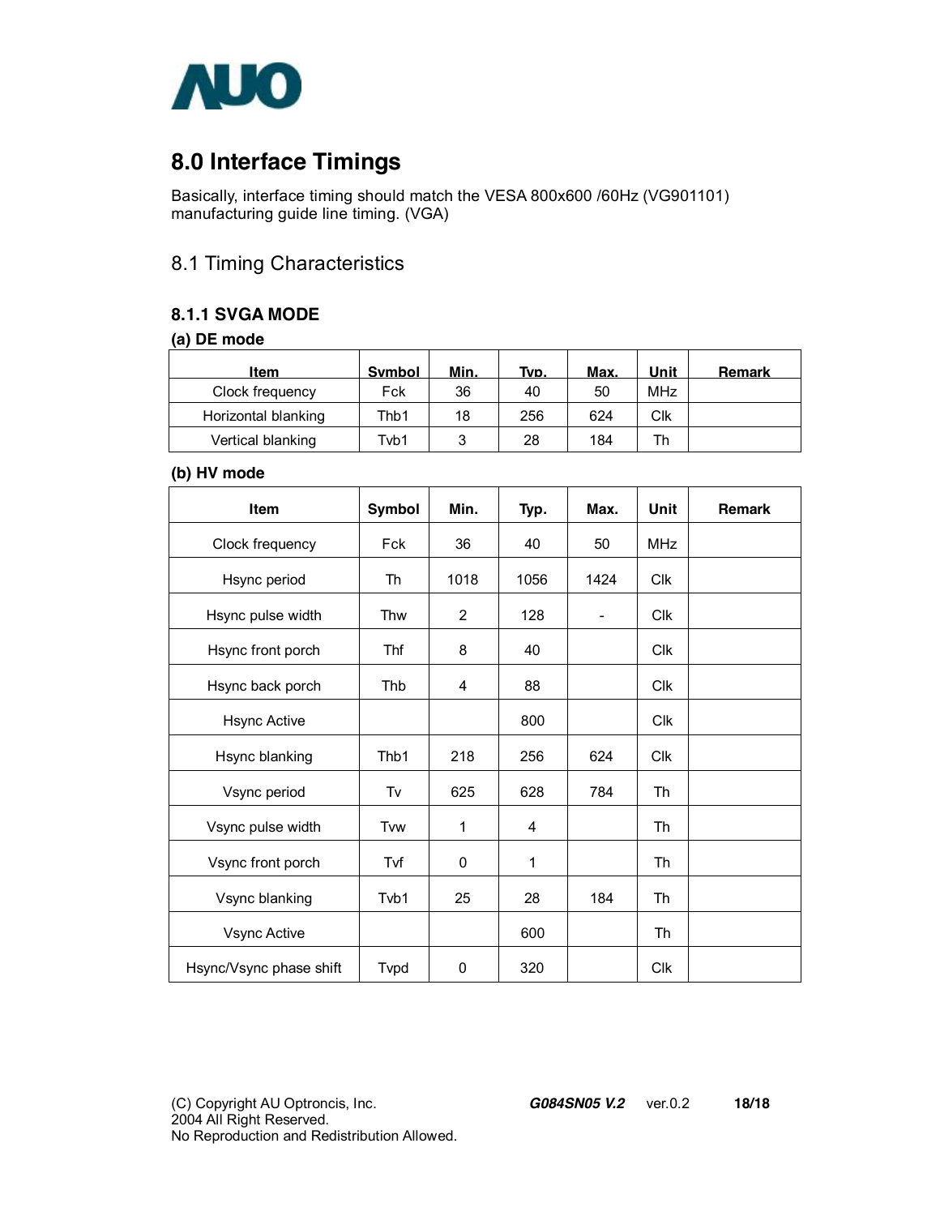# 8.0 Interface Timings

Basically, interface timing should match the VESA 800x600 /60Hz (VG901101) manufacturing guide line timing. (VGA)

## 8.1 Timing Characteristics

### 8.1.1 SVGA MODE

**(a) DE mode**

| Item | Symbol | Min. | Typ. | Max. | Unit | Remark |
|---|---|---|---|---|---|---|
| Clock frequency | Fck | 36 | 40 | 50 | MHz | |
| Horizontal blanking | Thb1 | 18 | 256 | 624 | Clk | |
| Vertical blanking | Tvb1 | 3 | 28 | 184 | Th | |

**(b) HV mode**

| Item | Symbol | Min. | Typ. | Max. | Unit | Remark |
|---|---|---|---|---|---|---|
| Clock frequency | Fck | 36 | 40 | 50 | MHz | |
| Hsync period | Th | 1018 | 1056 | 1424 | Clk | |
| Hsync pulse width | Thw | 2 | 128 | - | Clk | |
| Hsync front porch | Thf | 8 | 40 | | Clk | |
| Hsync back porch | Thb | 4 | 88 | | Clk | |
| Hsync Active | | | 800 | | Clk | |
| Hsync blanking | Thb1 | 218 | 256 | 624 | Clk | |
| Vsync period | Tv | 625 | 628 | 784 | Th | |
| Vsync pulse width | Tvw | 1 | 4 | | Th | |
| Vsync front porch | Tvf | 0 | 1 | | Th | |
| Vsync blanking | Tvb1 | 25 | 28 | 184 | Th | |
| Vsync Active | | | 600 | | Th | |
| Hsync/Vsync phase shift | Tvpd | 0 | 320 | | Clk | |

(C) Copyright AU Optroncis, Inc.
2004 All Right Reserved.
No Reproduction and Redistribution Allowed.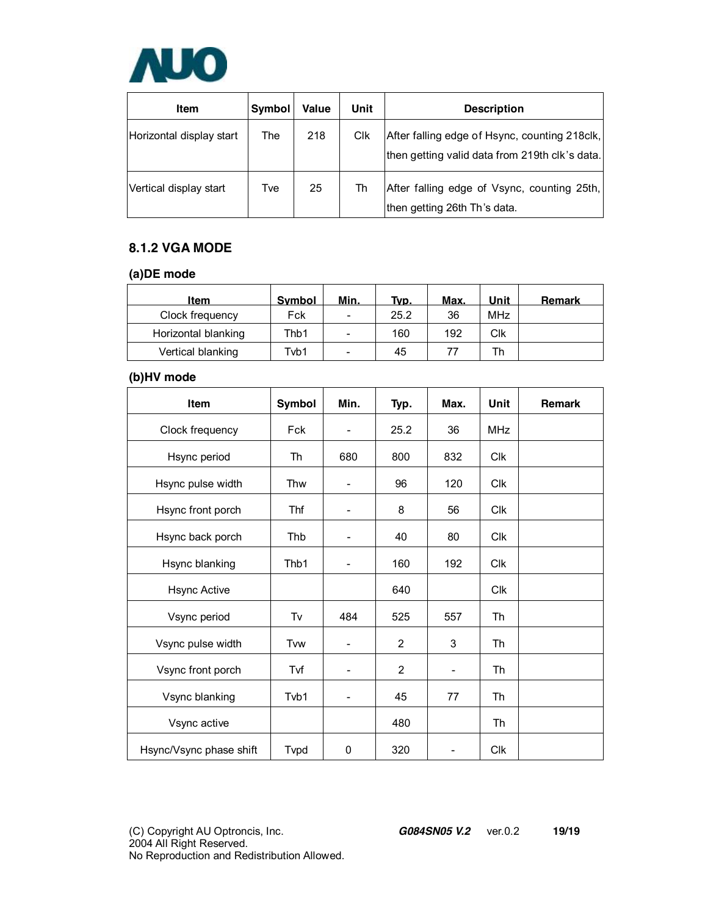| Item | Symbol | Value | Unit | Description |
| --- | --- | --- | --- | --- |
| Horizontal display start | The | 218 | Clk | After falling edge of Hsync, counting 218clk, then getting valid data from 219th clk's data. |
| Vertical display start | Tve | 25 | Th | After falling edge of Vsync, counting 25th, then getting 26th Th's data. |

### 8.1.2 VGA MODE

**(a)DE mode**

| Item | Symbol | Min. | Typ. | Max. | Unit | Remark |
| --- | --- | --- | --- | --- | --- | --- |
| Clock frequency | Fck | - | 25.2 | 36 | MHz | |
| Horizontal blanking | Thb1 | - | 160 | 192 | Clk | |
| Vertical blanking | Tvb1 | - | 45 | 77 | Th | |

**(b)HV mode**

| Item | Symbol | Min. | Typ. | Max. | Unit | Remark |
| --- | --- | --- | --- | --- | --- | --- |
| Clock frequency | Fck | - | 25.2 | 36 | MHz | |
| Hsync period | Th | 680 | 800 | 832 | Clk | |
| Hsync pulse width | Thw | - | 96 | 120 | Clk | |
| Hsync front porch | Thf | - | 8 | 56 | Clk | |
| Hsync back porch | Thb | - | 40 | 80 | Clk | |
| Hsync blanking | Thb1 | - | 160 | 192 | Clk | |
| Hsync Active | | | 640 | | Clk | |
| Vsync period | Tv | 484 | 525 | 557 | Th | |
| Vsync pulse width | Tvw | - | 2 | 3 | Th | |
| Vsync front porch | Tvf | - | 2 | - | Th | |
| Vsync blanking | Tvb1 | - | 45 | 77 | Th | |
| Vsync active | | | 480 | | Th | |
| Hsync/Vsync phase shift | Tvpd | 0 | 320 | - | Clk | |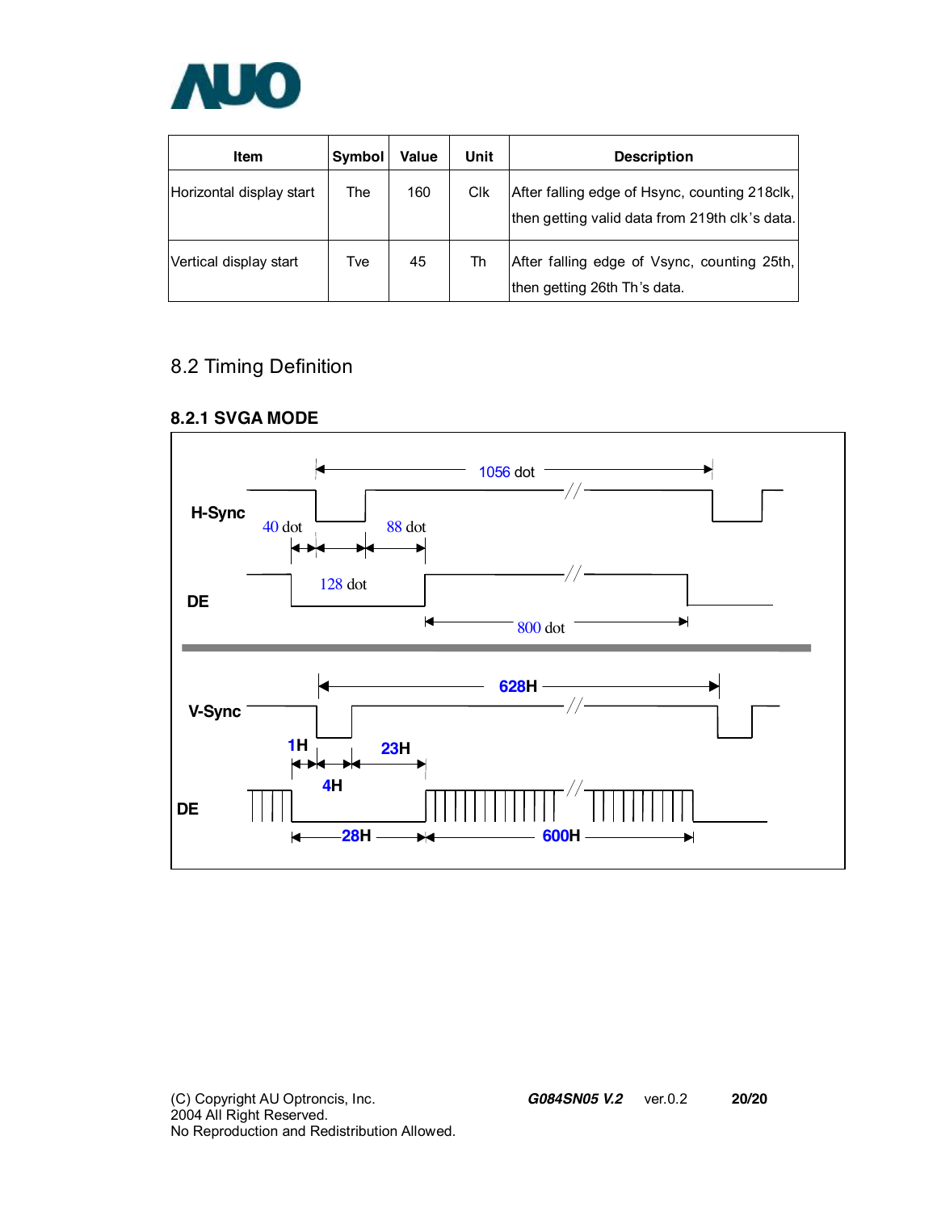| Item | Symbol | Value | Unit | Description |
|---|---|---|---|---|
| Horizontal display start | The | 160 | Clk | After falling edge of Hsync, counting 218clk, then getting valid data from 219th clk's data. |
| Vertical display start | Tve | 45 | Th | After falling edge of Vsync, counting 25th, then getting 26th Th's data. |

## 8.2 Timing Definition

### 8.2.1 SVGA MODE

H-Sync

1056 dot

40 dot

88 dot

128 dot

DE

800 dot

V-Sync

628H

1H

23H

4H

DE

28H

600H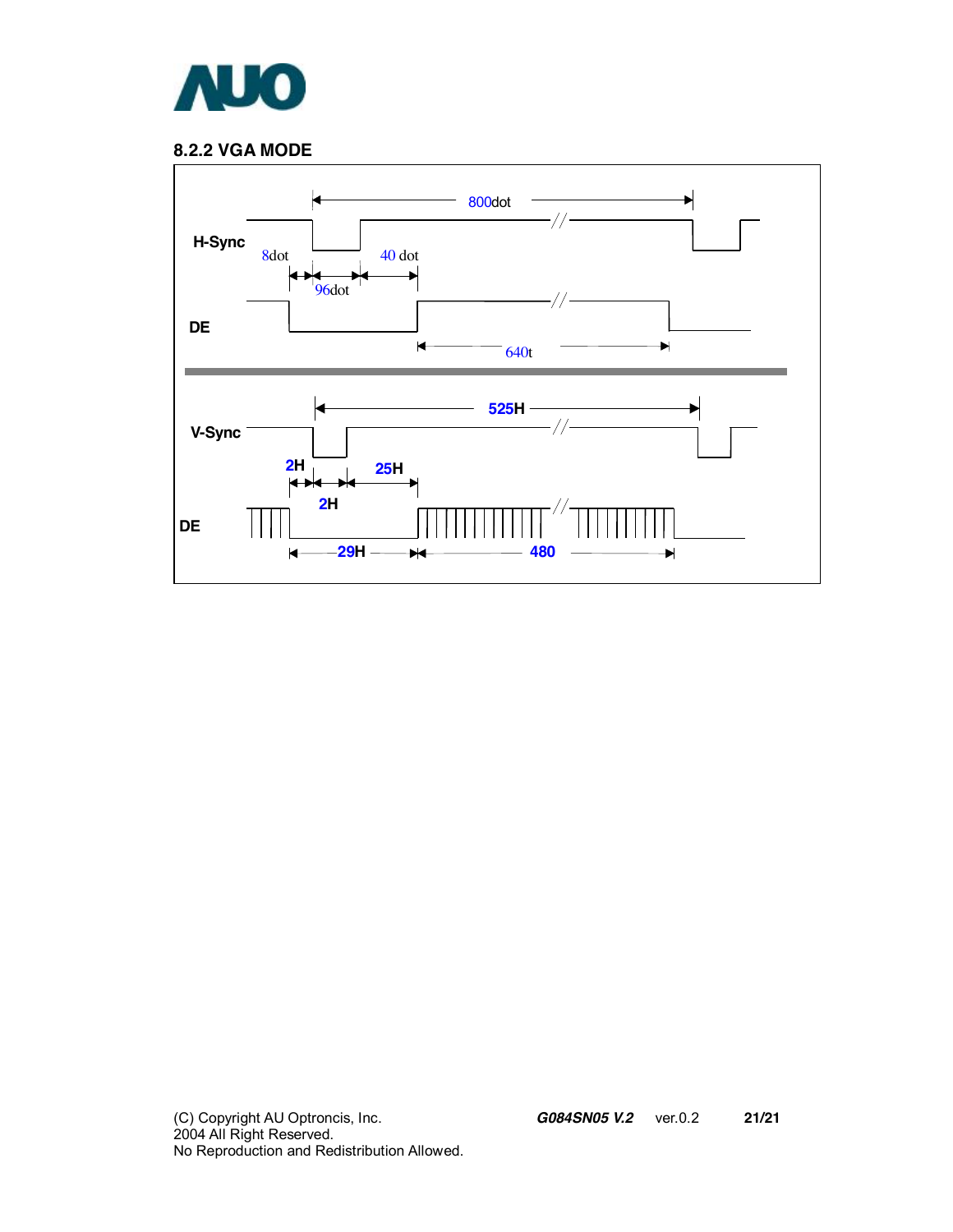### 8.2.2 VGA MODE

H-Sync

800dot

8dot

96dot

40 dot

DE

640t

V-Sync

525H

2H

2H

25H

DE

29H

480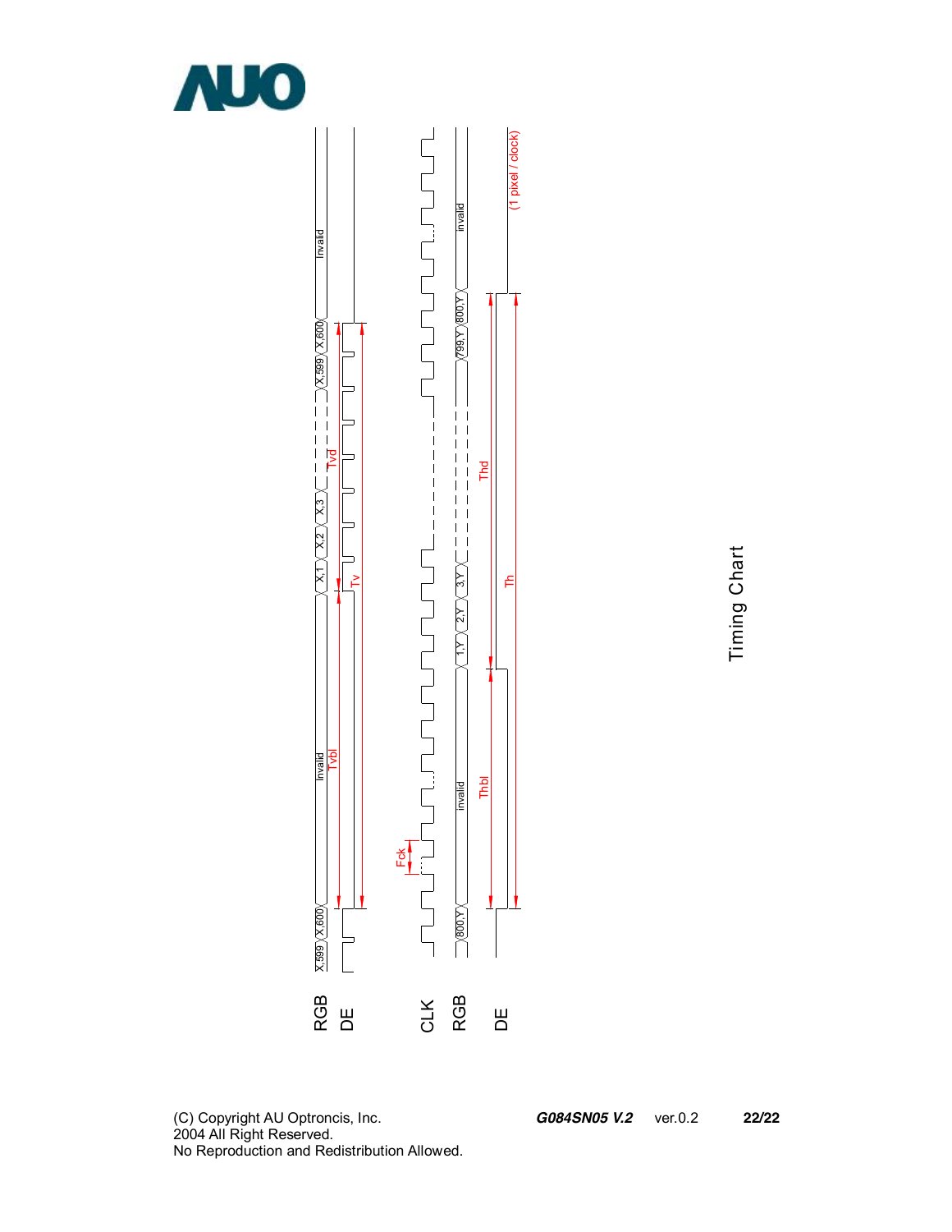RGB
DE

CLK
RGB
DE

X,599 X,600 Invalid X,1 X,2 X,3 X,599 X,600 Invalid

Tvbl Tv Tvd

Fck

800,Y invalid 1,Y 2,Y 3,Y 799,Y 800,Y invalid

Thbl Thd Th

(1 pixel / clock)

Timing Chart

(C) Copyright AU Optroncis, Inc.
2004 All Right Reserved.
No Reproduction and Redistribution Allowed.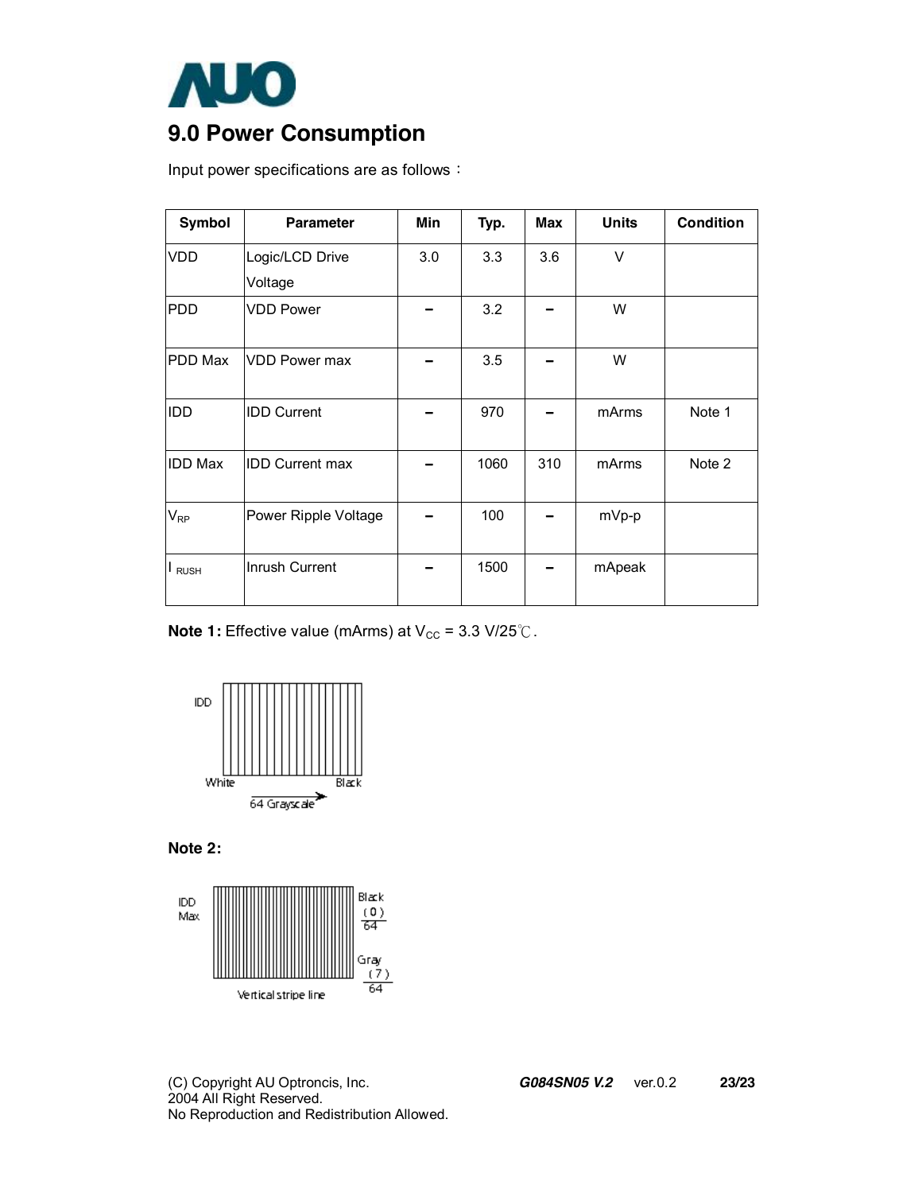# 9.0 Power Consumption

Input power specifications are as follows：

| Symbol | Parameter | Min | Typ. | Max | Units | Condition |
|---|---|---|---|---|---|---|
| VDD | Logic/LCD Drive Voltage | 3.0 | 3.3 | 3.6 | V | |
| PDD | VDD Power | – | 3.2 | – | W | |
| PDD Max | VDD Power max | – | 3.5 | – | W | |
| IDD | IDD Current | – | 970 | – | mArms | Note 1 |
| IDD Max | IDD Current max | – | 1060 | 310 | mArms | Note 2 |
| $V_{RP}$ | Power Ripple Voltage | – | 100 | – | mVp-p | |
| $I_{RUSH}$ | Inrush Current | – | 1500 | – | mApeak | |

**Note 1:** Effective value (mArms) at $V_{CC}$ = 3.3 V/25℃.

IDD

White　　Black

64 Grayscale

**Note 2:**

IDD Max

Black (0)/64

Gray (7)/64

Vertical stripe line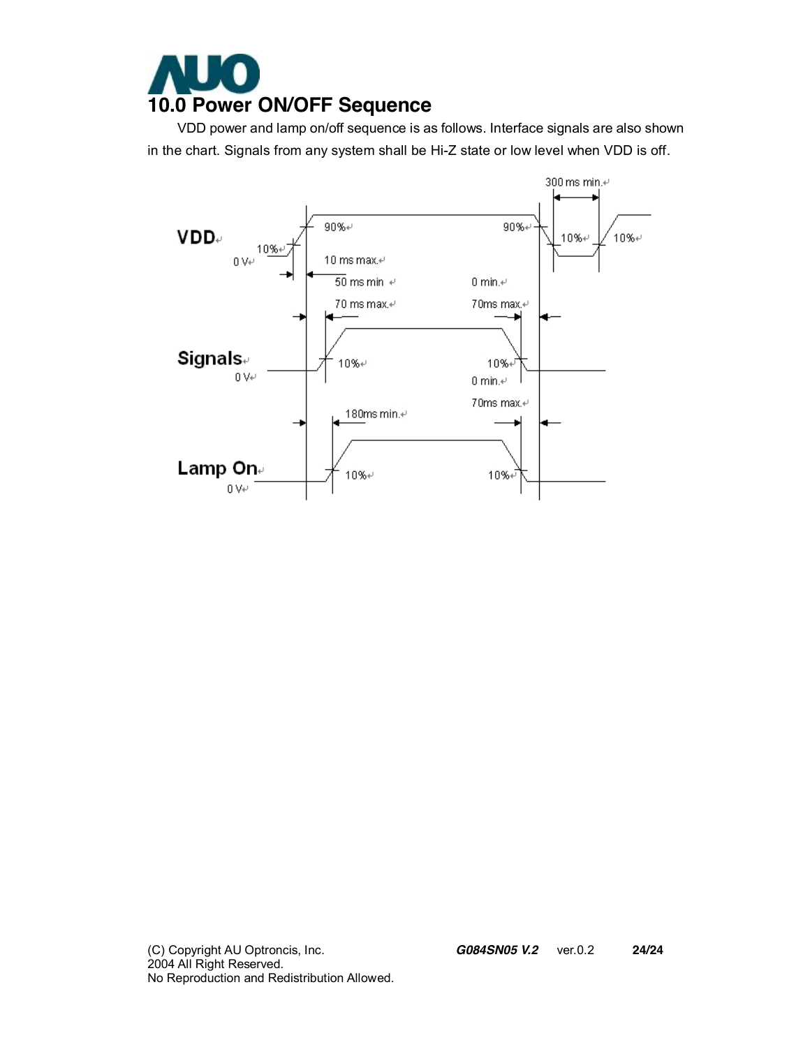# 10.0 Power ON/OFF Sequence

VDD power and lamp on/off sequence is as follows. Interface signals are also shown in the chart. Signals from any system shall be Hi-Z state or low level when VDD is off.

VDD
0 V
10%
90%
10 ms max.
50 ms min
0 min.
90%
300 ms min.
10%
10%

Signals
0 V
70 ms max.
10%
70ms max.
10%
0 min.

Lamp On
0 V
180ms min.
10%
70ms max.
10%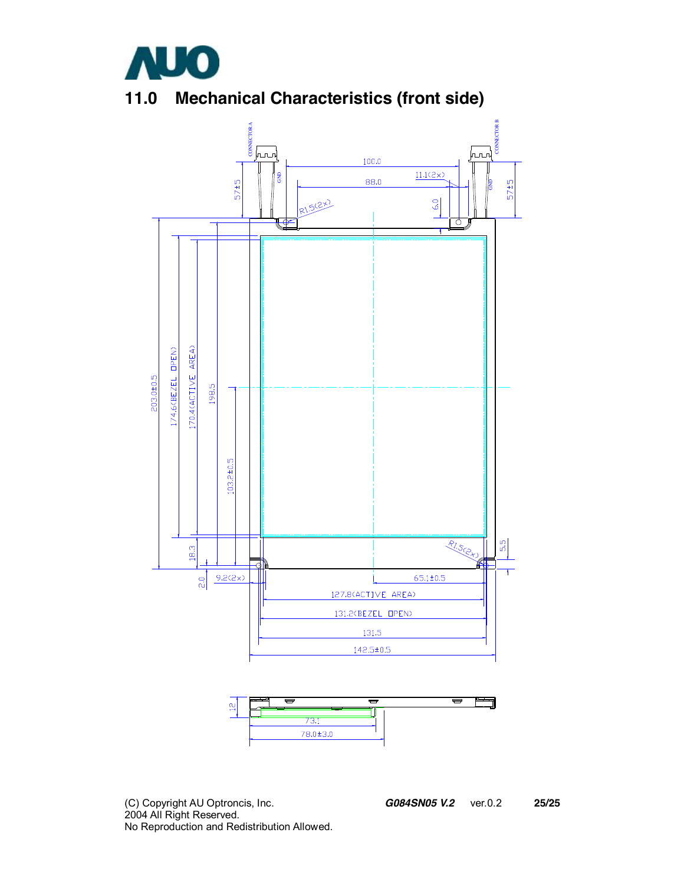# 11.0 Mechanical Characteristics (front side)

CONNECTOR A

CONNECTOR B

GND

GND

100.0

88.0

11.1(2×)

57±5

57±5

6.0

R1.5(2×)

203.0±0.5

174.6(BEZEL OPEN)

170.4(ACTIVE AREA)

198.5

103.2±0.5

18.3

2.0

9.2(2×)

R1.5(2×)

5.5

65.1±0.5

127.8(ACTIVE AREA)

131.2(BEZEL OPEN)

131.5

142.5±0.5

12

73.1

78.0±3.0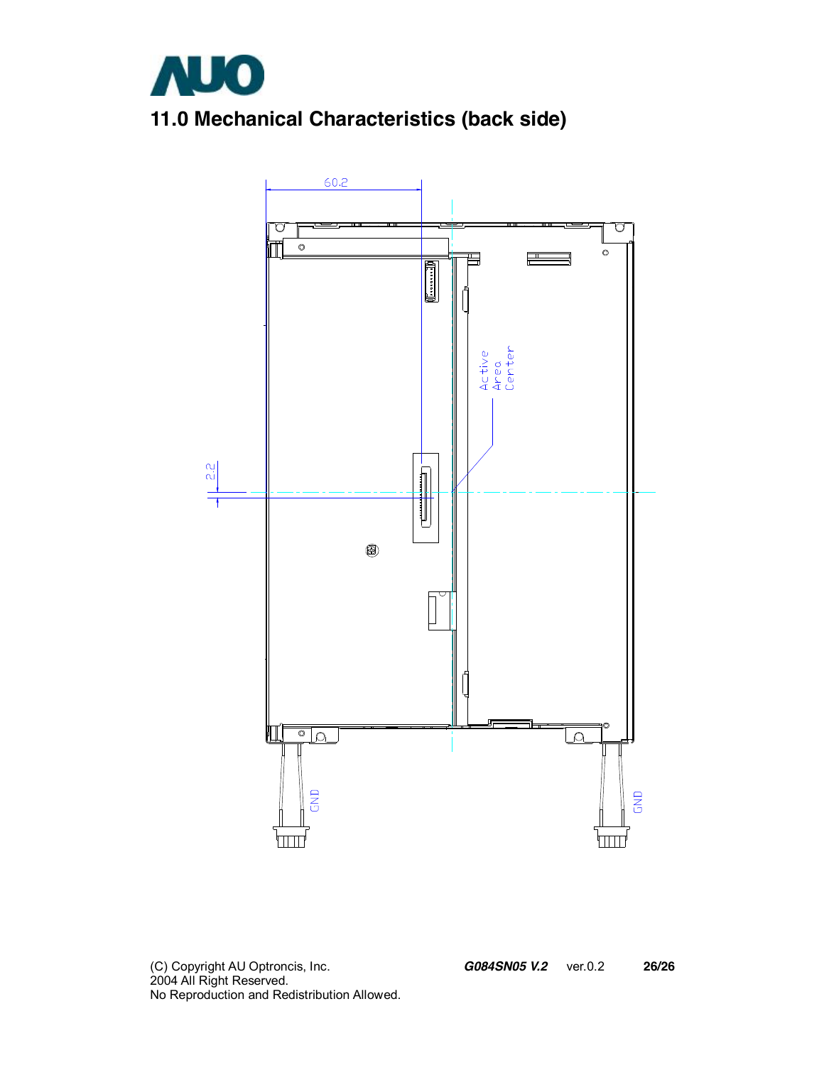# 11.0 Mechanical Characteristics (back side)

60.2

2.2

Active
Area
Center

GND

GND